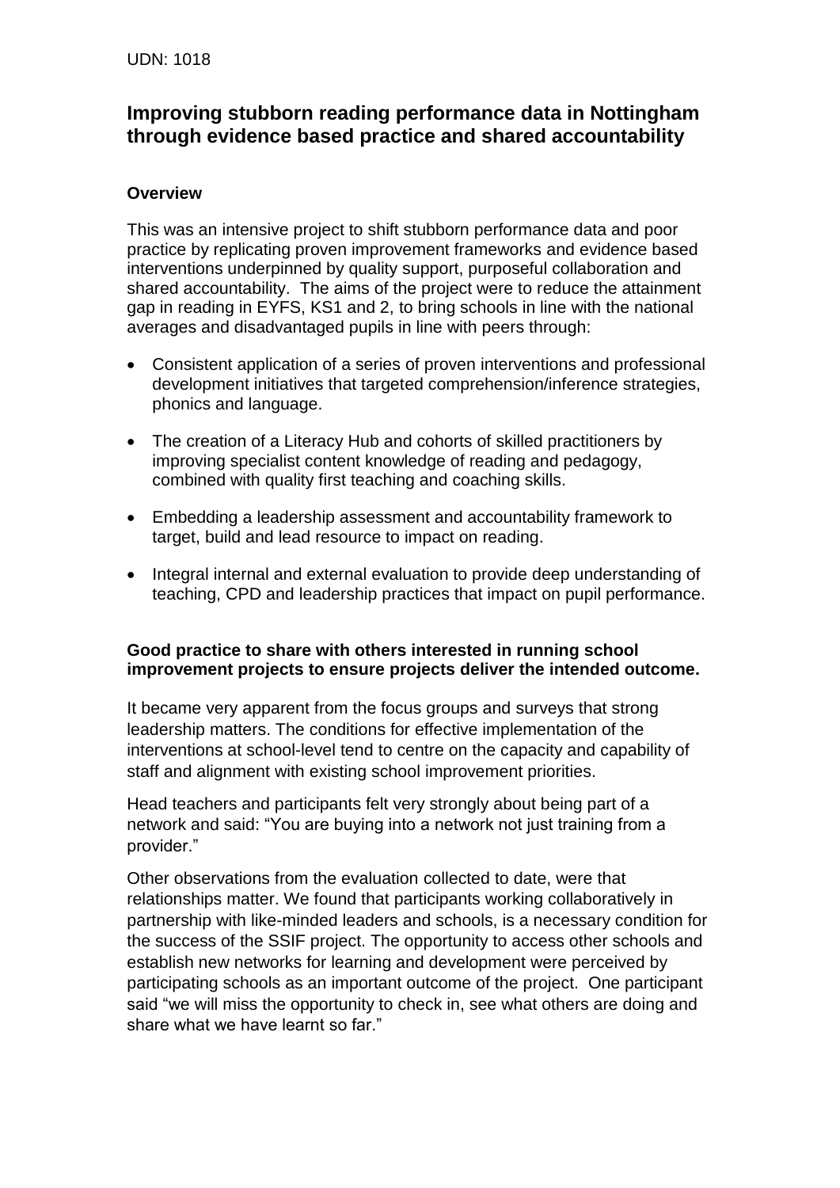UDN: 1018

# Improving stubborn reading performance data in Nottingham through evidence based practice and shared accountability

### Overview

This was an intensive project to shift stubborn performance data and poor practice by replicating proven improvement frameworks and evidence based interventions underpinned by quality support, purposeful collaboration and shared accountability. The aims of the project were to reduce the attainment gap in reading in EYFS, KS1 and 2, to bring schools in line with the national averages and disadvantaged pupils in line with peers through:

- Consistent application of a series of proven interventions and professional development initiatives that targeted comprehension/inference strategies, phonics and language.
- The creation of a Literacy Hub and cohorts of skilled practitioners by improving specialist content knowledge of reading and pedagogy, combined with quality first teaching and coaching skills.
- Embedding a leadership assessment and accountability framework to target, build and lead resource to impact on reading.
- Integral internal and external evaluation to provide deep understanding of teaching, CPD and leadership practices that impact on pupil performance.

### Good practice to share with others interested in running school improvement projects to ensure projects deliver the intended outcome.

It became very apparent from the focus groups and surveys that strong leadership matters. The conditions for effective implementation of the interventions at school-level tend to centre on the capacity and capability of staff and alignment with existing school improvement priorities.

Head teachers and participants felt very strongly about being part of a network and said: "You are buying into a network not just training from a provider."

Other observations from the evaluation collected to date, were that relationships matter. We found that participants working collaboratively in partnership with like-minded leaders and schools, is a necessary condition for the success of the SSIF project. The opportunity to access other schools and establish new networks for learning and development were perceived by participating schools as an important outcome of the project. One participant said "we will miss the opportunity to check in, see what others are doing and share what we have learnt so far."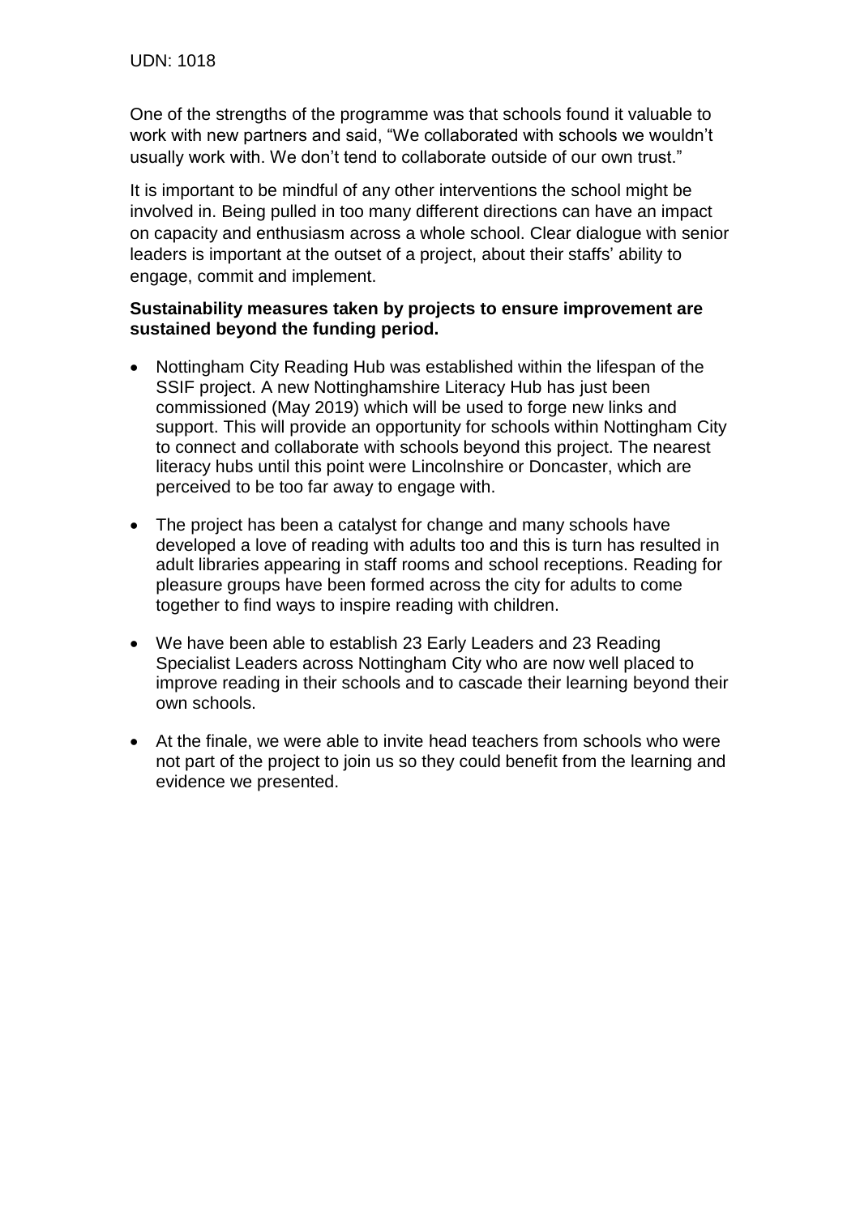One of the strengths of the programme was that schools found it valuable to work with new partners and said, “We collaborated with schools we wouldn’t usually work with. We don’t tend to collaborate outside of our own trust.”

It is important to be mindful of any other interventions the school might be involved in. Being pulled in too many different directions can have an impact on capacity and enthusiasm across a whole school. Clear dialogue with senior leaders is important at the outset of a project, about their staffs’ ability to engage, commit and implement.

**Sustainability measures taken by projects to ensure improvement are sustained beyond the funding period.**

- Nottingham City Reading Hub was established within the lifespan of the SSIF project. A new Nottinghamshire Literacy Hub has just been commissioned (May 2019) which will be used to forge new links and support. This will provide an opportunity for schools within Nottingham City to connect and collaborate with schools beyond this project. The nearest literacy hubs until this point were Lincolnshire or Doncaster, which are perceived to be too far away to engage with.
- The project has been a catalyst for change and many schools have developed a love of reading with adults too and this is turn has resulted in adult libraries appearing in staff rooms and school receptions. Reading for pleasure groups have been formed across the city for adults to come together to find ways to inspire reading with children.
- We have been able to establish 23 Early Leaders and 23 Reading Specialist Leaders across Nottingham City who are now well placed to improve reading in their schools and to cascade their learning beyond their own schools.
- At the finale, we were able to invite head teachers from schools who were not part of the project to join us so they could benefit from the learning and evidence we presented.